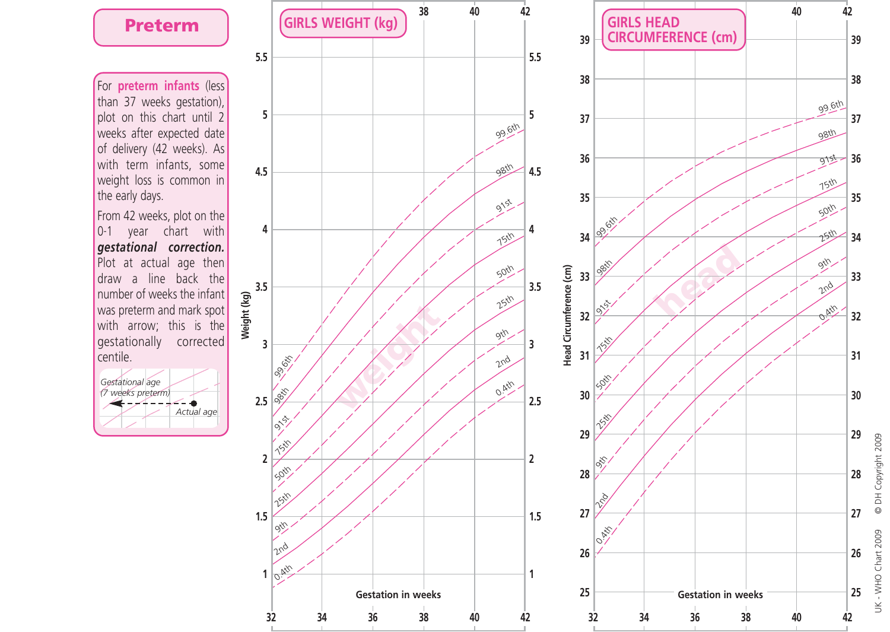# Preterm

For **preterm infants** (less than 37 weeks gestation), plot on this chart until 2 weeks after expected date of delivery (42 weeks). As with term infants, some weight loss is common in the early days.

From 42 weeks, plot on the 0-1 year chart with ***gestational correction.*** Plot at actual age then draw a line back the number of weeks the infant was preterm and mark spot with arrow; this is the gestationally corrected centile.

*Gestational age (7 weeks preterm)* ← *Actual age*

## GIRLS WEIGHT (kg)

Weight (kg)

Centiles: 99.6th, 98th, 91st, 75th, 50th, 25th, 9th, 2nd, 0.4th

Gestation in weeks: 32, 34, 36, 38, 40, 42

## GIRLS HEAD CIRCUMFERENCE (cm)

Head Circumference (cm)

Centiles: 99.6th, 98th, 91st, 75th, 50th, 25th, 9th, 2nd, 0.4th

Gestation in weeks: 32, 34, 36, 38, 40, 42

UK - WHO Chart 2009 © DH Copyright 2009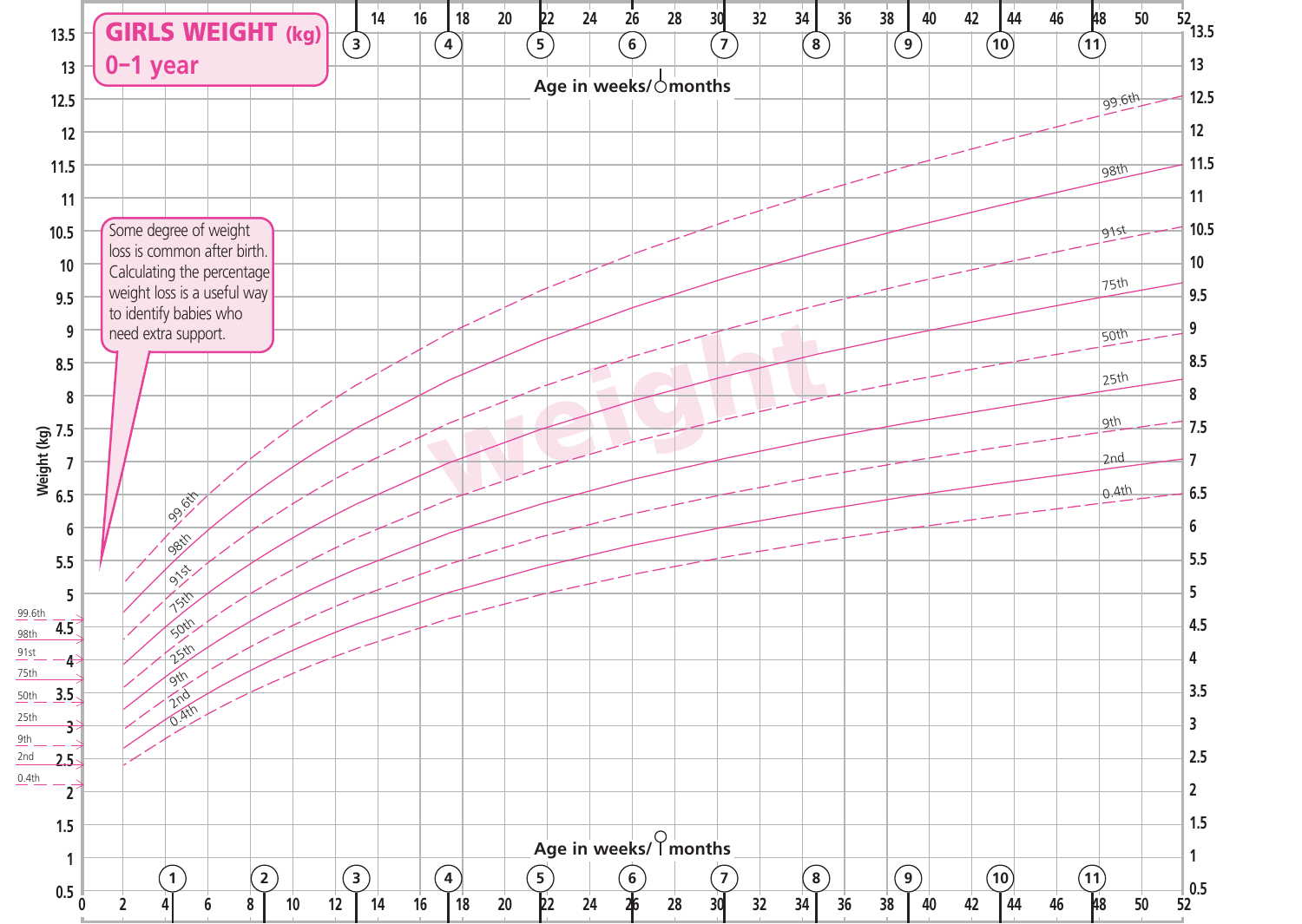# GIRLS WEIGHT (kg) 0–1 year

Some degree of weight loss is common after birth. Calculating the percentage weight loss is a useful way to identify babies who need extra support.

Age in weeks/months

Weight (kg)

weight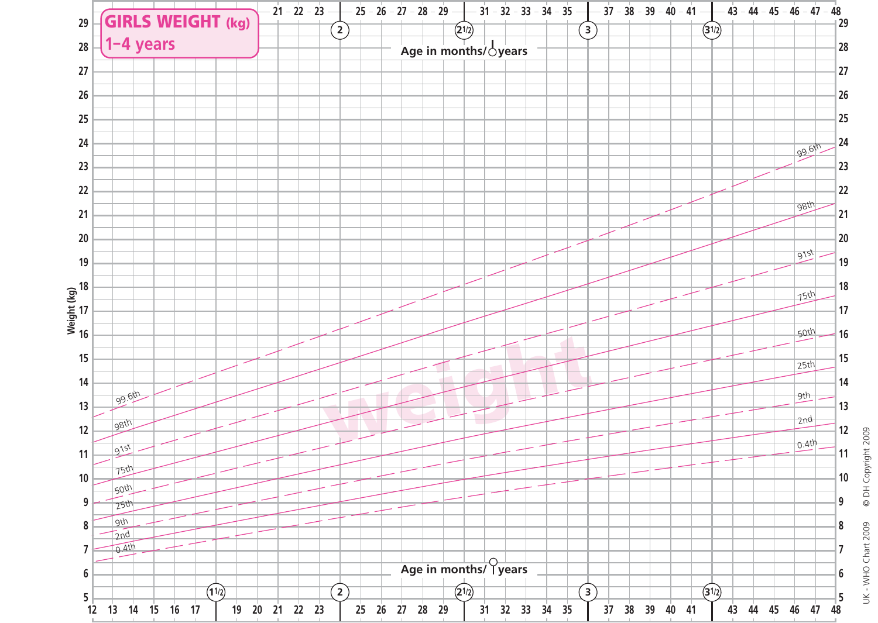# GIRLS WEIGHT (kg)

## 1–4 years

Weight (kg)

Age in months/years

99.6th

98th

91st

75th

50th

25th

9th

2nd

0.4th

weight

UK - WHO Chart 2009 © DH Copyright 2009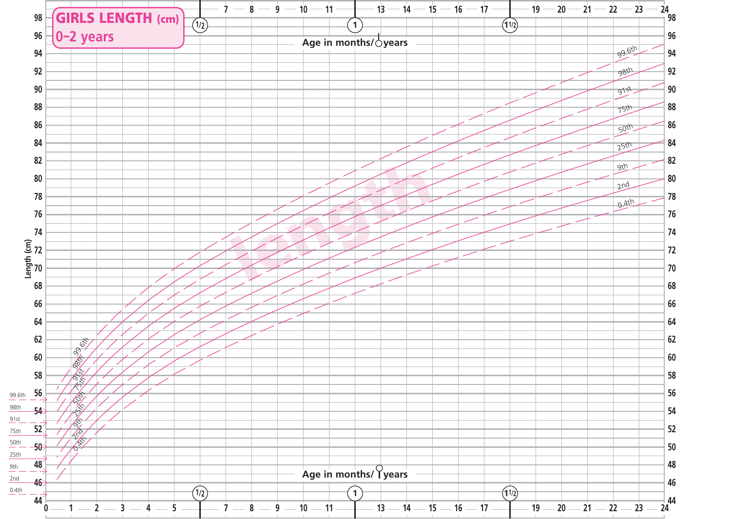# GIRLS LENGTH (cm)
## 0–2 years

Length (cm)

Age in months/ years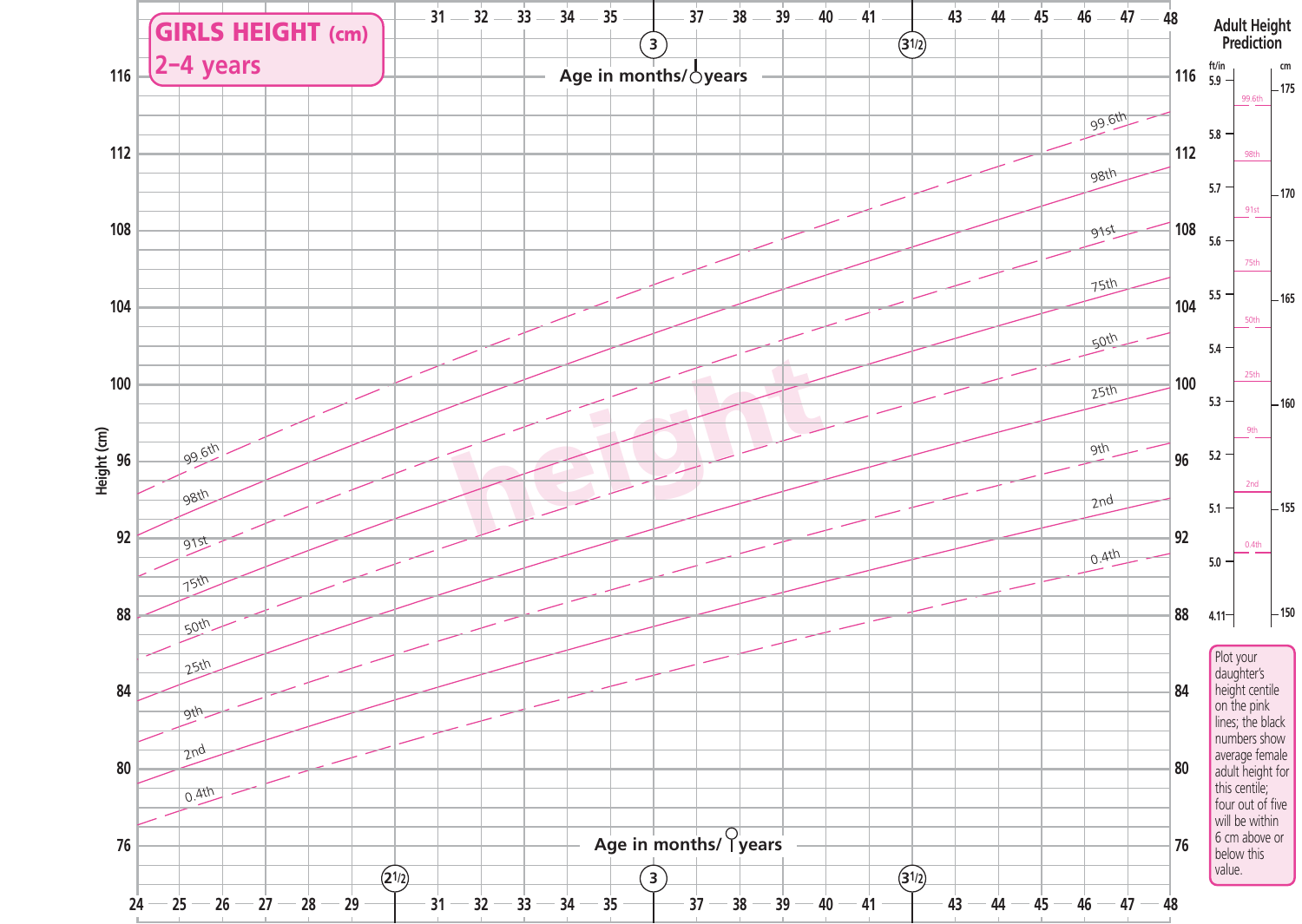# GIRLS HEIGHT (cm)
## 2–4 years

## Adult Height Prediction

Plot your daughter's height centile on the pink lines; the black numbers show average female adult height for this centile; four out of five will be within 6 cm above or below this value.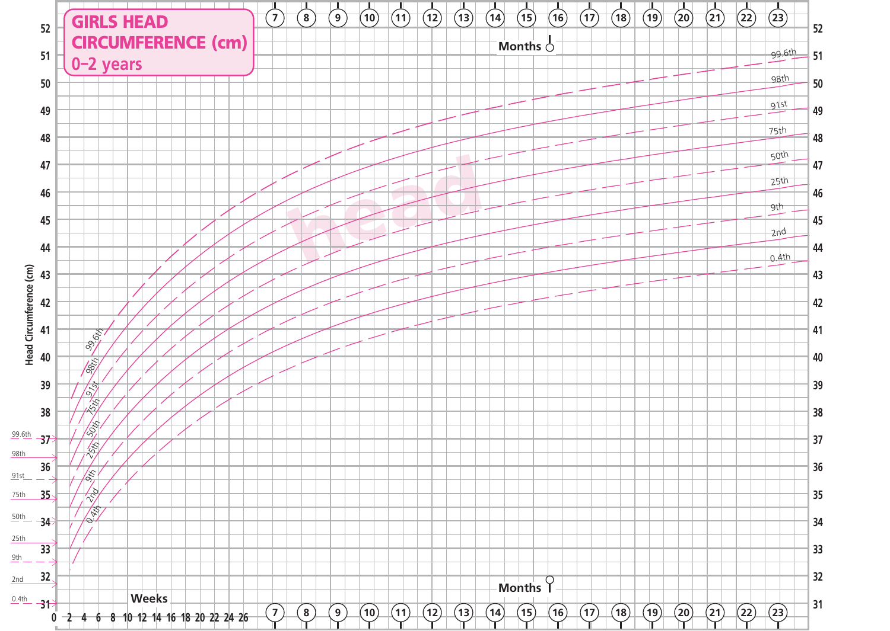# GIRLS HEAD CIRCUMFERENCE (cm)

0–2 years

Head Circumference (cm)

Weeks

Months

0 2 4 6 8 10 12 14 16 18 20 22 24 26

7 8 9 10 11 12 13 14 15 16 17 18 19 20 21 22 23

31 32 33 34 35 36 37 38 39 40 41 42 43 44 45 46 47 48 49 50 51 52

99.6th
98th
91st
75th
50th
25th
9th
2nd
0.4th

head